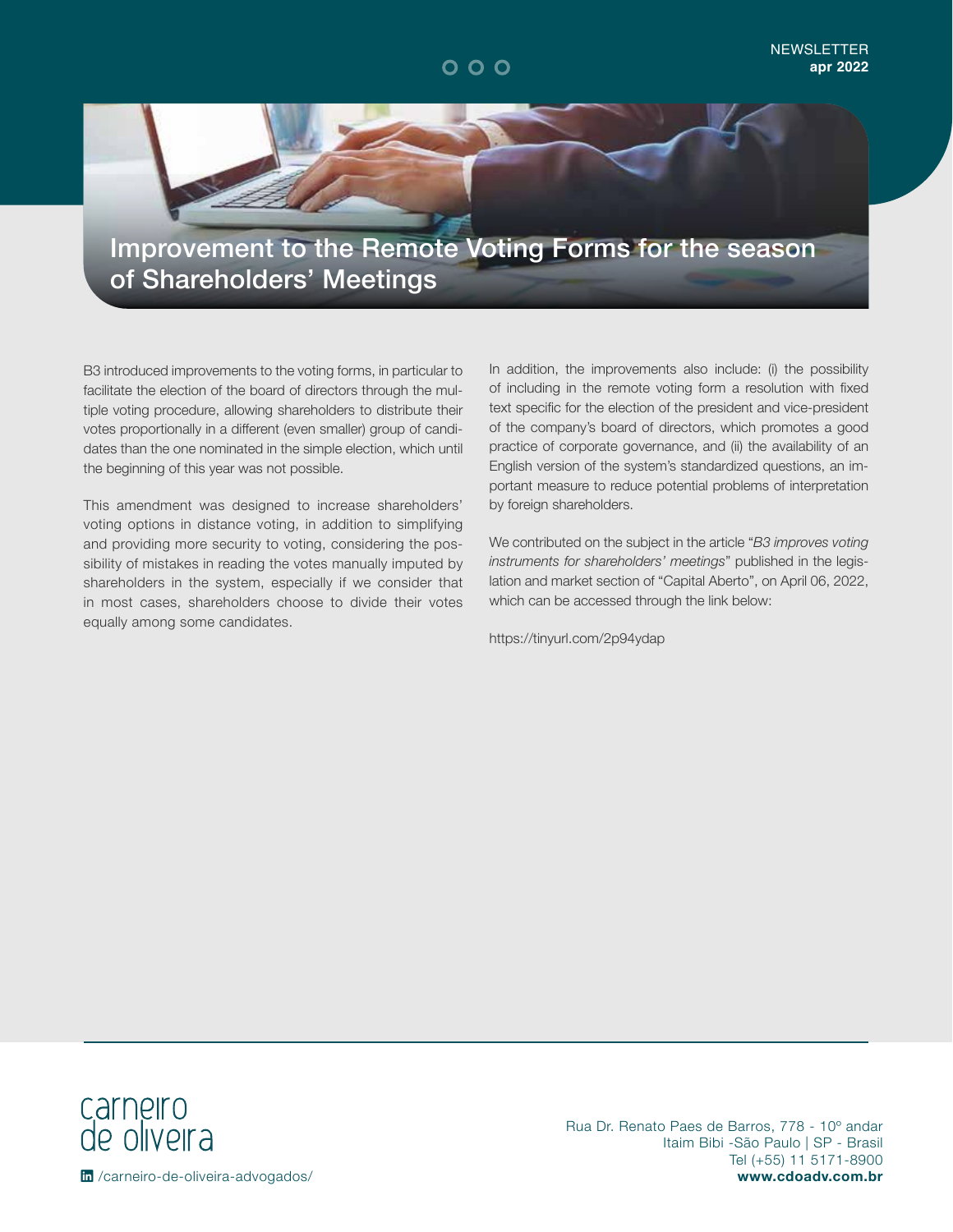NEWSLETTER
**apr 2022**

# Improvement to the Remote Voting Forms for the season of Shareholders' Meetings

B3 introduced improvements to the voting forms, in particular to facilitate the election of the board of directors through the multiple voting procedure, allowing shareholders to distribute their votes proportionally in a different (even smaller) group of candidates than the one nominated in the simple election, which until the beginning of this year was not possible.

This amendment was designed to increase shareholders' voting options in distance voting, in addition to simplifying and providing more security to voting, considering the possibility of mistakes in reading the votes manually imputed by shareholders in the system, especially if we consider that in most cases, shareholders choose to divide their votes equally among some candidates.

In addition, the improvements also include: (i) the possibility of including in the remote voting form a resolution with fixed text specific for the election of the president and vice-president of the company's board of directors, which promotes a good practice of corporate governance, and (ii) the availability of an English version of the system's standardized questions, an important measure to reduce potential problems of interpretation by foreign shareholders.

We contributed on the subject in the article "*B3 improves voting instruments for shareholders' meetings*" published in the legislation and market section of "Capital Aberto", on April 06, 2022, which can be accessed through the link below:

https://tinyurl.com/2p94ydap

carneiro
de oliveira

/carneiro-de-oliveira-advogados/

Rua Dr. Renato Paes de Barros, 778 - 10º andar
Itaim Bibi -São Paulo | SP - Brasil
Tel (+55) 11 5171-8900
**www.cdoadv.com.br**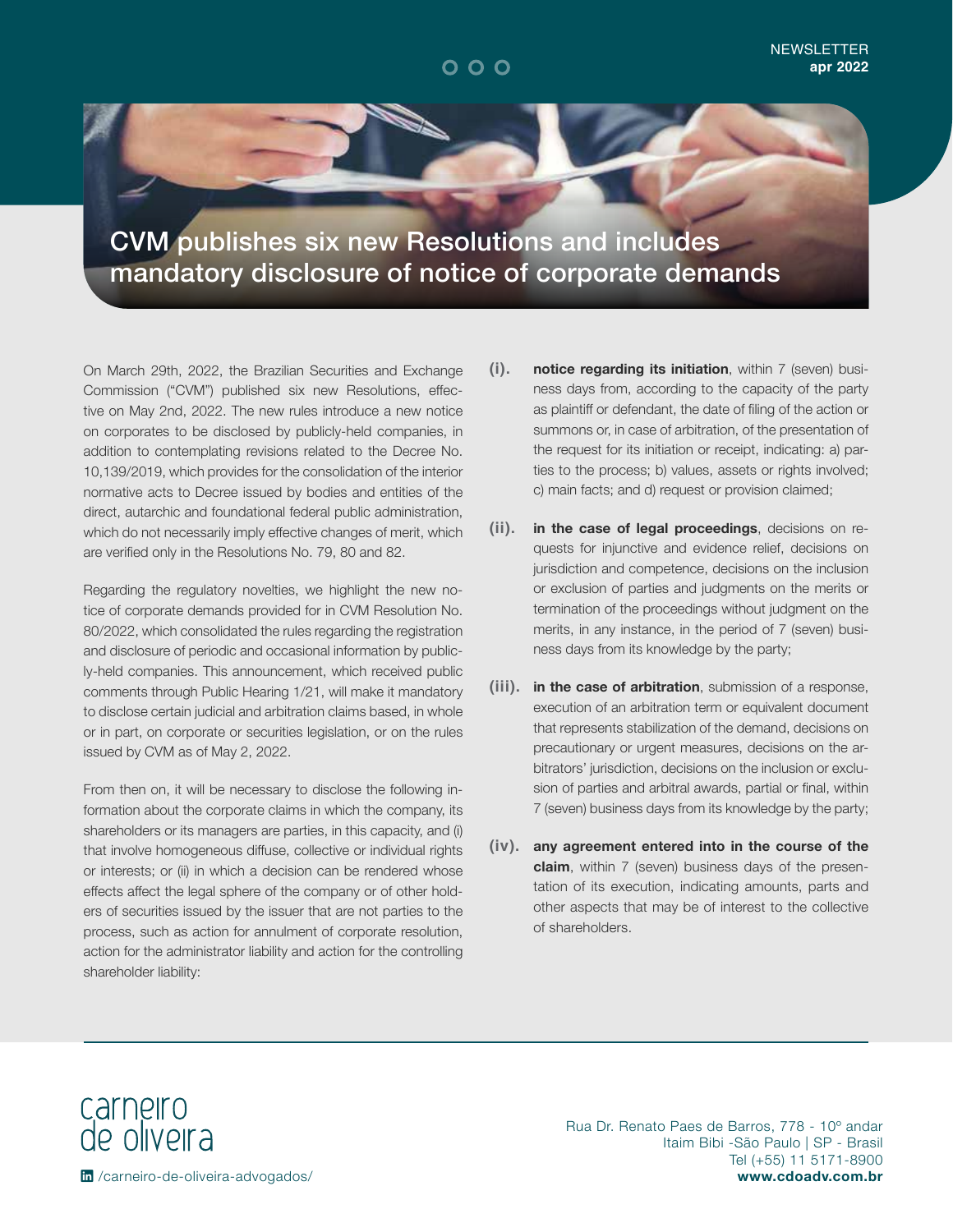# CVM publishes six new Resolutions and includes mandatory disclosure of notice of corporate demands

On March 29th, 2022, the Brazilian Securities and Exchange Commission ("CVM") published six new Resolutions, effective on May 2nd, 2022. The new rules introduce a new notice on corporates to be disclosed by publicly-held companies, in addition to contemplating revisions related to the Decree No. 10,139/2019, which provides for the consolidation of the interior normative acts to Decree issued by bodies and entities of the direct, autarchic and foundational federal public administration, which do not necessarily imply effective changes of merit, which are verified only in the Resolutions No. 79, 80 and 82.

Regarding the regulatory novelties, we highlight the new notice of corporate demands provided for in CVM Resolution No. 80/2022, which consolidated the rules regarding the registration and disclosure of periodic and occasional information by publicly-held companies. This announcement, which received public comments through Public Hearing 1/21, will make it mandatory to disclose certain judicial and arbitration claims based, in whole or in part, on corporate or securities legislation, or on the rules issued by CVM as of May 2, 2022.

From then on, it will be necessary to disclose the following information about the corporate claims in which the company, its shareholders or its managers are parties, in this capacity, and (i) that involve homogeneous diffuse, collective or individual rights or interests; or (ii) in which a decision can be rendered whose effects affect the legal sphere of the company or of other holders of securities issued by the issuer that are not parties to the process, such as action for annulment of corporate resolution, action for the administrator liability and action for the controlling shareholder liability:

**(i).** **notice regarding its initiation**, within 7 (seven) business days from, according to the capacity of the party as plaintiff or defendant, the date of filing of the action or summons or, in case of arbitration, of the presentation of the request for its initiation or receipt, indicating: a) parties to the process; b) values, assets or rights involved; c) main facts; and d) request or provision claimed;

**(ii).** **in the case of legal proceedings**, decisions on requests for injunctive and evidence relief, decisions on jurisdiction and competence, decisions on the inclusion or exclusion of parties and judgments on the merits or termination of the proceedings without judgment on the merits, in any instance, in the period of 7 (seven) business days from its knowledge by the party;

**(iii).** **in the case of arbitration**, submission of a response, execution of an arbitration term or equivalent document that represents stabilization of the demand, decisions on precautionary or urgent measures, decisions on the arbitrators' jurisdiction, decisions on the inclusion or exclusion of parties and arbitral awards, partial or final, within 7 (seven) business days from its knowledge by the party;

**(iv).** **any agreement entered into in the course of the claim**, within 7 (seven) business days of the presentation of its execution, indicating amounts, parts and other aspects that may be of interest to the collective of shareholders.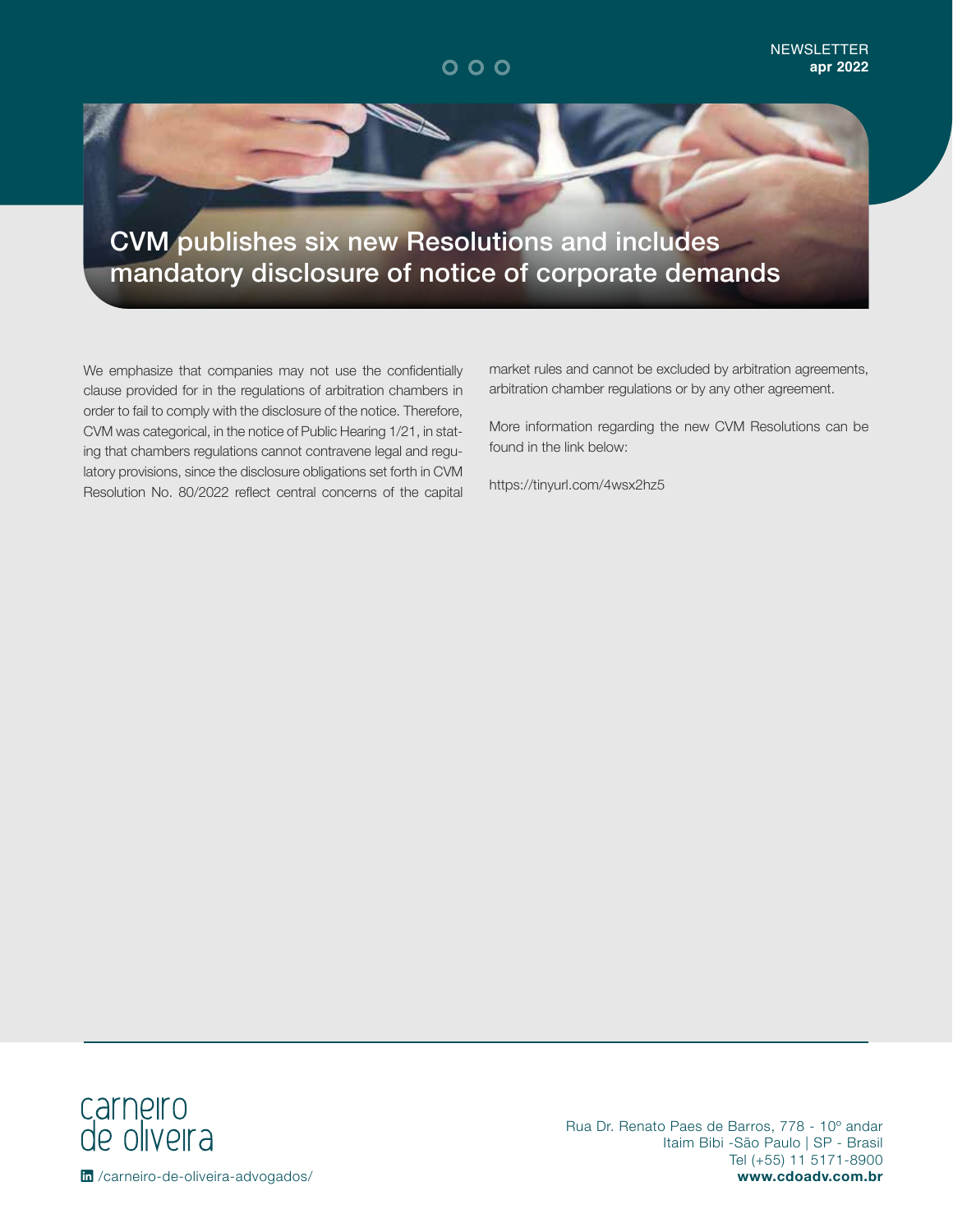# CVM publishes six new Resolutions and includes mandatory disclosure of notice of corporate demands

We emphasize that companies may not use the confidentially clause provided for in the regulations of arbitration chambers in order to fail to comply with the disclosure of the notice. Therefore, CVM was categorical, in the notice of Public Hearing 1/21, in stating that chambers regulations cannot contravene legal and regulatory provisions, since the disclosure obligations set forth in CVM Resolution No. 80/2022 reflect central concerns of the capital market rules and cannot be excluded by arbitration agreements, arbitration chamber regulations or by any other agreement.

More information regarding the new CVM Resolutions can be found in the link below:

https://tinyurl.com/4wsx2hz5

carneiro de oliveira

/carneiro-de-oliveira-advogados/

Rua Dr. Renato Paes de Barros, 778 - 10º andar
Itaim Bibi -São Paulo | SP - Brasil
Tel (+55) 11 5171-8900
**www.cdoadv.com.br**